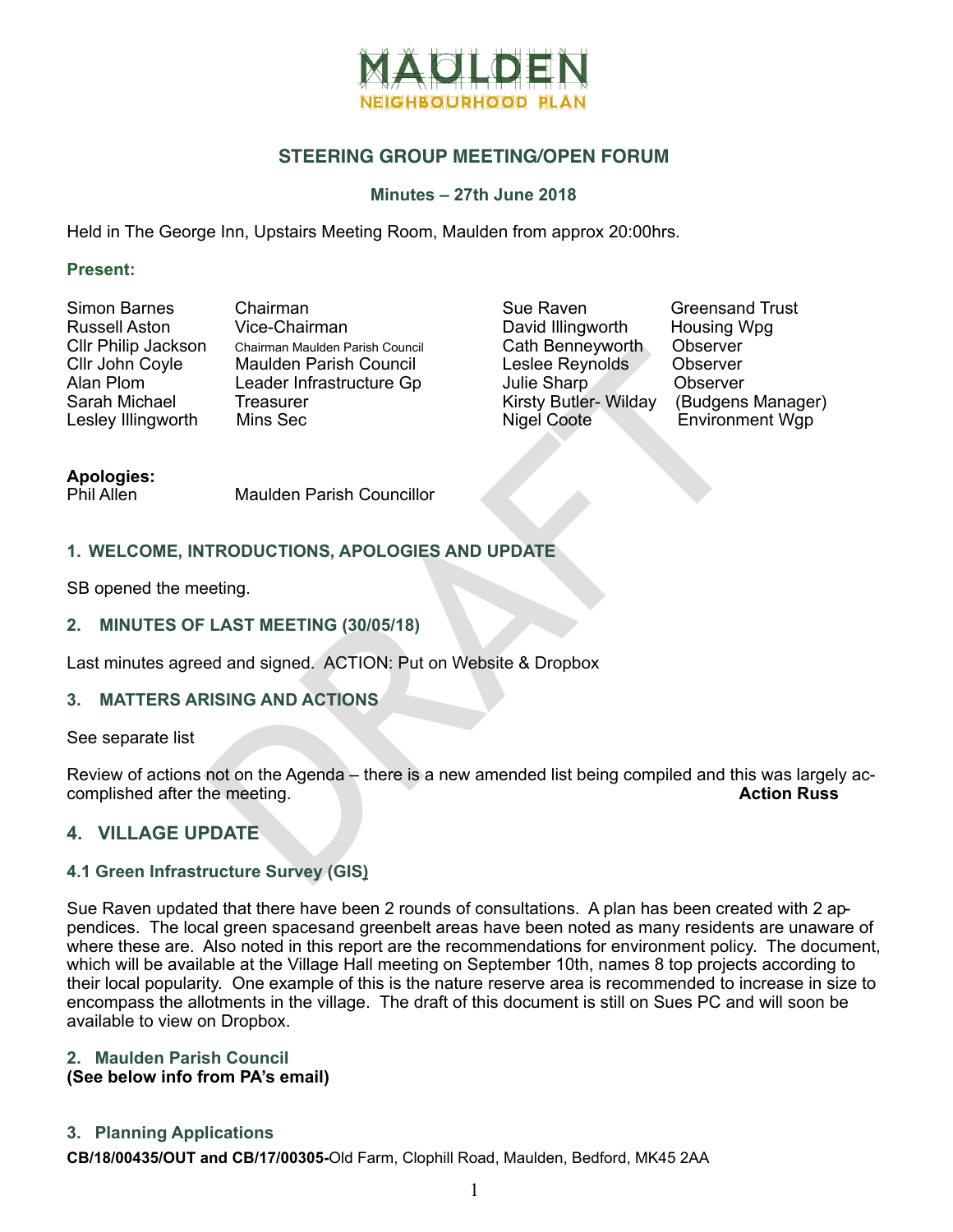MAULDEN NEIGHBOURHOOD PLAN

## STEERING GROUP MEETING/OPEN FORUM

### Minutes – 27th June 2018

Held in The George Inn, Upstairs Meeting Room, Maulden from approx 20:00hrs.

### Present:

| | | | |
|---|---|---|---|
| Simon Barnes | Chairman | Sue Raven | Greensand Trust |
| Russell Aston | Vice-Chairman | David Illingworth | Housing Wpg |
| Cllr Philip Jackson | Chairman Maulden Parish Council | Cath Benneyworth | Observer |
| Cllr John Coyle | Maulden Parish Council | Leslee Reynolds | Observer |
| Alan Plom | Leader Infrastructure Gp | Julie Sharp | Observer |
| Sarah Michael | Treasurer | Kirsty Butler- Wilday | (Budgens Manager) |
| Lesley Illingworth | Mins Sec | Nigel Coote | Environment Wgp |

**Apologies:**

Phil Allen — Maulden Parish Councillor

### 1. WELCOME, INTRODUCTIONS, APOLOGIES AND UPDATE

SB opened the meeting.

### 2. MINUTES OF LAST MEETING (30/05/18)

Last minutes agreed and signed. ACTION: Put on Website & Dropbox

### 3. MATTERS ARISING AND ACTIONS

See separate list

Review of actions not on the Agenda – there is a new amended list being compiled and this was largely accomplished after the meeting. **Action Russ**

### 4. VILLAGE UPDATE

#### 4.1 Green Infrastructure Survey (GIS)

Sue Raven updated that there have been 2 rounds of consultations. A plan has been created with 2 appendices. The local green spacesand greenbelt areas have been noted as many residents are unaware of where these are. Also noted in this report are the recommendations for environment policy. The document, which will be available at the Village Hall meeting on September 10th, names 8 top projects according to their local popularity. One example of this is the nature reserve area is recommended to increase in size to encompass the allotments in the village. The draft of this document is still on Sues PC and will soon be available to view on Dropbox.

#### 2. Maulden Parish Council

**(See below info from PA's email)**

#### 3. Planning Applications

**CB/18/00435/OUT and CB/17/00305-**Old Farm, Clophill Road, Maulden, Bedford, MK45 2AA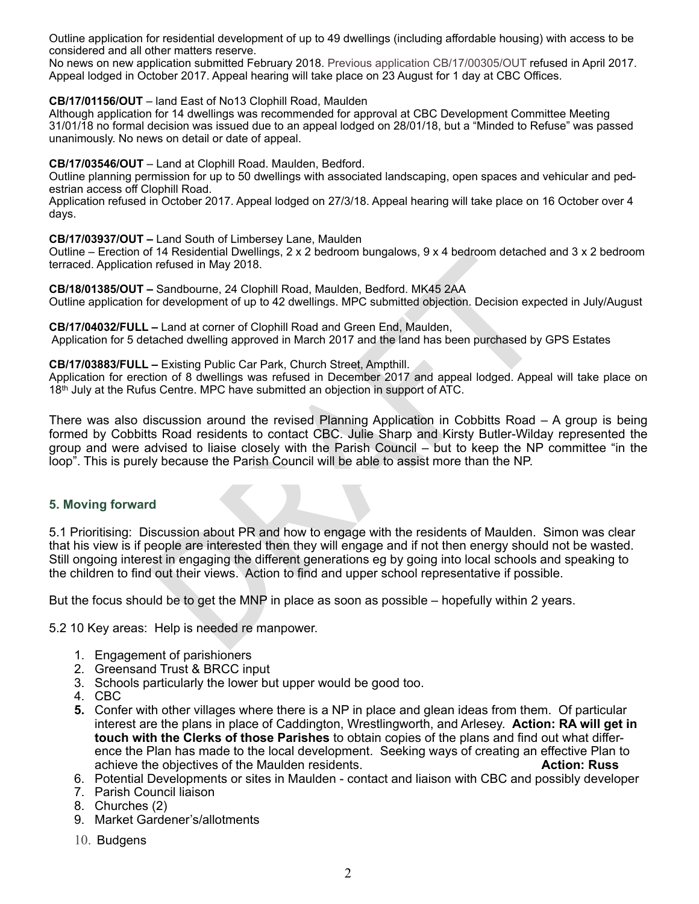Outline application for residential development of up to 49 dwellings (including affordable housing) with access to be considered and all other matters reserve.
No news on new application submitted February 2018. Previous application CB/17/00305/OUT refused in April 2017. Appeal lodged in October 2017. Appeal hearing will take place on 23 August for 1 day at CBC Offices.

**CB/17/01156/OUT** – land East of No13 Clophill Road, Maulden
Although application for 14 dwellings was recommended for approval at CBC Development Committee Meeting 31/01/18 no formal decision was issued due to an appeal lodged on 28/01/18, but a "Minded to Refuse" was passed unanimously. No news on detail or date of appeal.

**CB/17/03546/OUT** – Land at Clophill Road. Maulden, Bedford.
Outline planning permission for up to 50 dwellings with associated landscaping, open spaces and vehicular and pedestrian access off Clophill Road.
Application refused in October 2017. Appeal lodged on 27/3/18. Appeal hearing will take place on 16 October over 4 days.

**CB/17/03937/OUT –** Land South of Limbersey Lane, Maulden
Outline – Erection of 14 Residential Dwellings, 2 x 2 bedroom bungalows, 9 x 4 bedroom detached and 3 x 2 bedroom terraced. Application refused in May 2018.

**CB/18/01385/OUT –** Sandbourne, 24 Clophill Road, Maulden, Bedford. MK45 2AA
Outline application for development of up to 42 dwellings. MPC submitted objection. Decision expected in July/August

**CB/17/04032/FULL –** Land at corner of Clophill Road and Green End, Maulden,
Application for 5 detached dwelling approved in March 2017 and the land has been purchased by GPS Estates

**CB/17/03883/FULL –** Existing Public Car Park, Church Street, Ampthill.
Application for erection of 8 dwellings was refused in December 2017 and appeal lodged. Appeal will take place on 18th July at the Rufus Centre. MPC have submitted an objection in support of ATC.

There was also discussion around the revised Planning Application in Cobbitts Road – A group is being formed by Cobbitts Road residents to contact CBC. Julie Sharp and Kirsty Butler-Wilday represented the group and were advised to liaise closely with the Parish Council – but to keep the NP committee "in the loop". This is purely because the Parish Council will be able to assist more than the NP.

## 5. Moving forward

5.1 Prioritising: Discussion about PR and how to engage with the residents of Maulden. Simon was clear that his view is if people are interested then they will engage and if not then energy should not be wasted. Still ongoing interest in engaging the different generations eg by going into local schools and speaking to the children to find out their views. Action to find and upper school representative if possible.

But the focus should be to get the MNP in place as soon as possible – hopefully within 2 years.

5.2 10 Key areas: Help is needed re manpower.

1. Engagement of parishioners
2. Greensand Trust & BRCC input
3. Schools particularly the lower but upper would be good too.
4. CBC
5. Confer with other villages where there is a NP in place and glean ideas from them. Of particular interest are the plans in place of Caddington, Wrestlingworth, and Arlesey. **Action: RA will get in touch with the Clerks of those Parishes** to obtain copies of the plans and find out what difference the Plan has made to the local development. Seeking ways of creating an effective Plan to achieve the objectives of the Maulden residents. **Action: Russ**
6. Potential Developments or sites in Maulden - contact and liaison with CBC and possibly developer
7. Parish Council liaison
8. Churches (2)
9. Market Gardener's/allotments
10. Budgens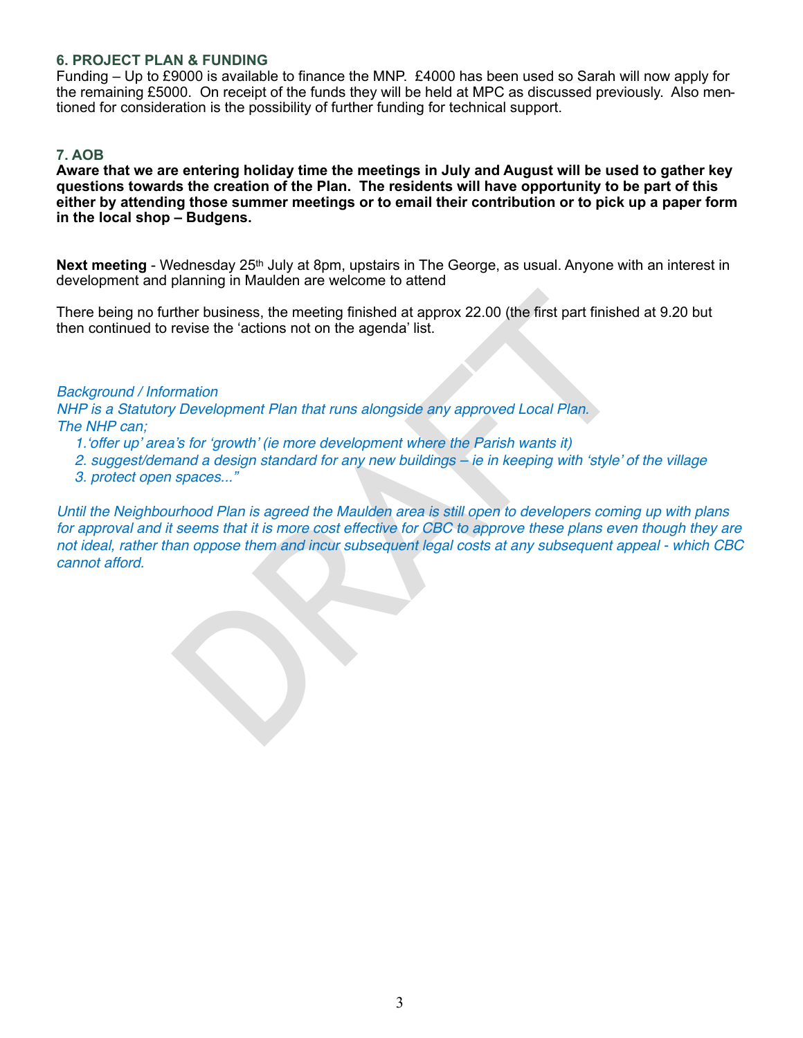### 6. PROJECT PLAN & FUNDING

Funding – Up to £9000 is available to finance the MNP. £4000 has been used so Sarah will now apply for the remaining £5000. On receipt of the funds they will be held at MPC as discussed previously. Also mentioned for consideration is the possibility of further funding for technical support.

### 7. AOB

**Aware that we are entering holiday time the meetings in July and August will be used to gather key questions towards the creation of the Plan. The residents will have opportunity to be part of this either by attending those summer meetings or to email their contribution or to pick up a paper form in the local shop – Budgens.**

**Next meeting** - Wednesday 25th July at 8pm, upstairs in The George, as usual. Anyone with an interest in development and planning in Maulden are welcome to attend

There being no further business, the meeting finished at approx 22.00 (the first part finished at 9.20 but then continued to revise the 'actions not on the agenda' list.

*Background / Information*
*NHP is a Statutory Development Plan that runs alongside any approved Local Plan.*
*The NHP can;*

1. *'offer up' area's for 'growth' (ie more development where the Parish wants it)*
2. *suggest/demand a design standard for any new buildings – ie in keeping with 'style' of the village*
3. *protect open spaces..."*

*Until the Neighbourhood Plan is agreed the Maulden area is still open to developers coming up with plans for approval and it seems that it is more cost effective for CBC to approve these plans even though they are not ideal, rather than oppose them and incur subsequent legal costs at any subsequent appeal - which CBC cannot afford.*